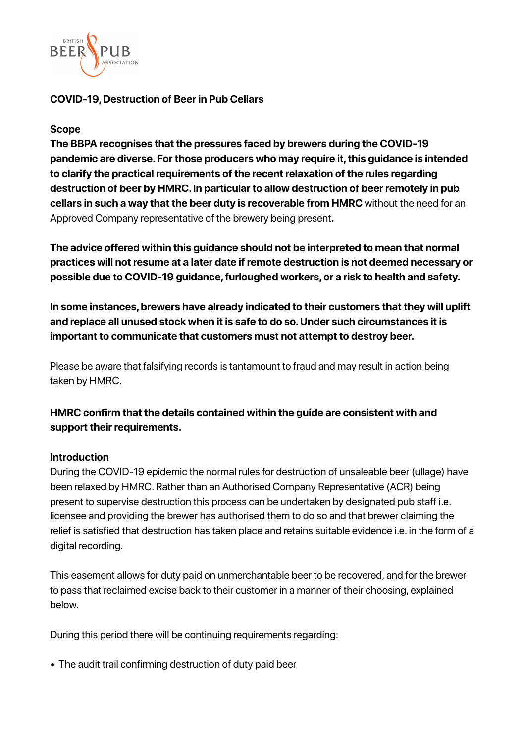**COVID-19, Destruction of Beer in Pub Cellars**

**Scope**

**The BBPA recognises that the pressures faced by brewers during the COVID-19 pandemic are diverse. For those producers who may require it, this guidance is intended to clarify the practical requirements of the recent relaxation of the rules regarding destruction of beer by HMRC. In particular to allow destruction of beer remotely in pub cellars in such a way that the beer duty is recoverable from HMRC** without the need for an Approved Company representative of the brewery being present**.**

**The advice offered within this guidance should not be interpreted to mean that normal practices will not resume at a later date if remote destruction is not deemed necessary or possible due to COVID-19 guidance, furloughed workers, or a risk to health and safety.**

**In some instances, brewers have already indicated to their customers that they will uplift and replace all unused stock when it is safe to do so. Under such circumstances it is important to communicate that customers must not attempt to destroy beer.**

Please be aware that falsifying records is tantamount to fraud and may result in action being taken by HMRC.

**HMRC confirm that the details contained within the guide are consistent with and support their requirements.**

**Introduction**

During the COVID-19 epidemic the normal rules for destruction of unsaleable beer (ullage) have been relaxed by HMRC. Rather than an Authorised Company Representative (ACR) being present to supervise destruction this process can be undertaken by designated pub staff i.e. licensee and providing the brewer has authorised them to do so and that brewer claiming the relief is satisfied that destruction has taken place and retains suitable evidence i.e. in the form of a digital recording.

This easement allows for duty paid on unmerchantable beer to be recovered, and for the brewer to pass that reclaimed excise back to their customer in a manner of their choosing, explained below.

During this period there will be continuing requirements regarding:

- The audit trail confirming destruction of duty paid beer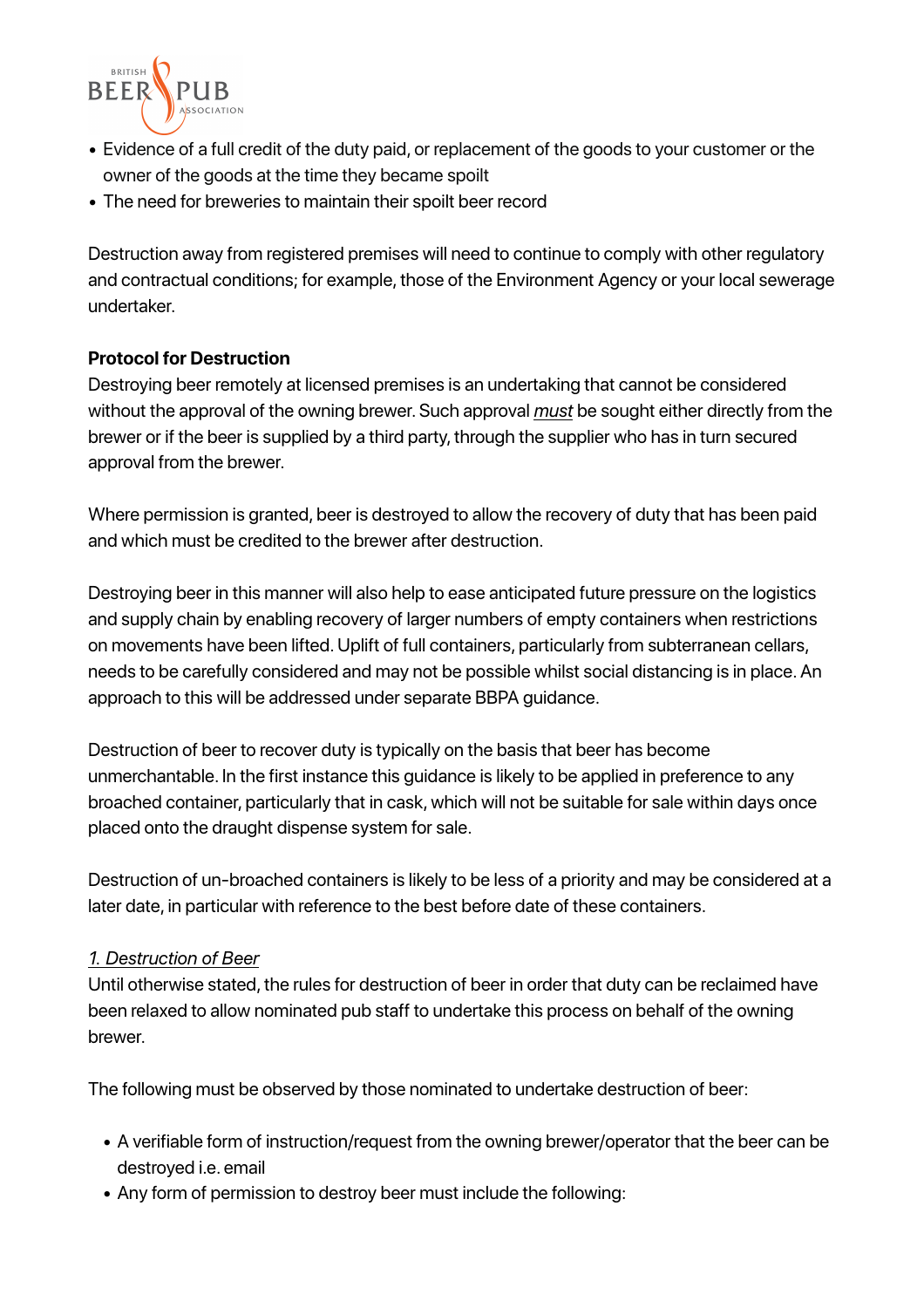- Evidence of a full credit of the duty paid, or replacement of the goods to your customer or the owner of the goods at the time they became spoilt
- The need for breweries to maintain their spoilt beer record

Destruction away from registered premises will need to continue to comply with other regulatory and contractual conditions; for example, those of the Environment Agency or your local sewerage undertaker.

**Protocol for Destruction**

Destroying beer remotely at licensed premises is an undertaking that cannot be considered without the approval of the owning brewer. Such approval *must* be sought either directly from the brewer or if the beer is supplied by a third party, through the supplier who has in turn secured approval from the brewer.

Where permission is granted, beer is destroyed to allow the recovery of duty that has been paid and which must be credited to the brewer after destruction.

Destroying beer in this manner will also help to ease anticipated future pressure on the logistics and supply chain by enabling recovery of larger numbers of empty containers when restrictions on movements have been lifted. Uplift of full containers, particularly from subterranean cellars, needs to be carefully considered and may not be possible whilst social distancing is in place. An approach to this will be addressed under separate BBPA guidance.

Destruction of beer to recover duty is typically on the basis that beer has become unmerchantable. In the first instance this guidance is likely to be applied in preference to any broached container, particularly that in cask, which will not be suitable for sale within days once placed onto the draught dispense system for sale.

Destruction of un-broached containers is likely to be less of a priority and may be considered at a later date, in particular with reference to the best before date of these containers.

*1. Destruction of Beer*

Until otherwise stated, the rules for destruction of beer in order that duty can be reclaimed have been relaxed to allow nominated pub staff to undertake this process on behalf of the owning brewer.

The following must be observed by those nominated to undertake destruction of beer:

- A verifiable form of instruction/request from the owning brewer/operator that the beer can be destroyed i.e. email
- Any form of permission to destroy beer must include the following: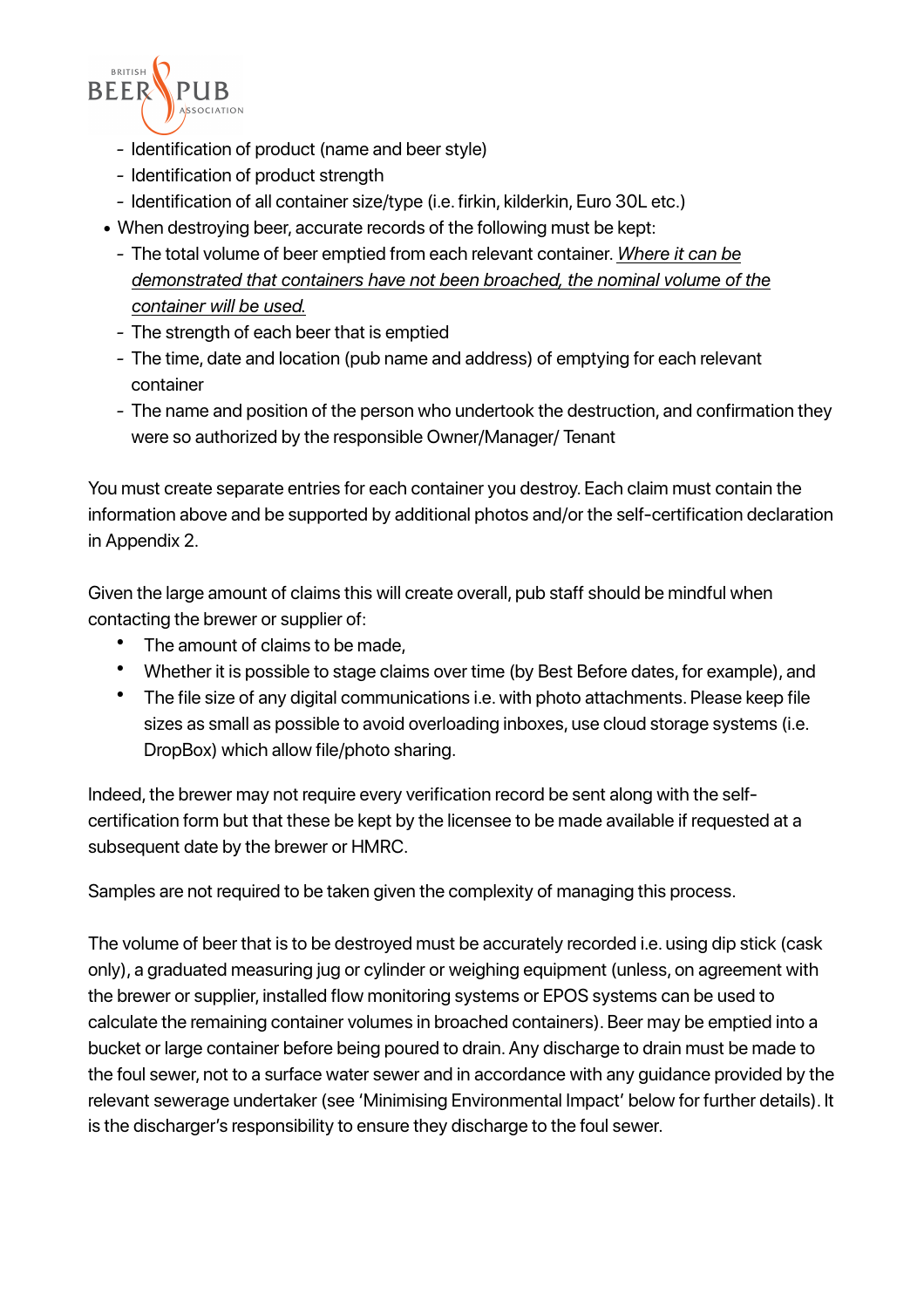- Identification of product (name and beer style)
  - Identification of product strength
  - Identification of all container size/type (i.e. firkin, kilderkin, Euro 30L etc.)
- When destroying beer, accurate records of the following must be kept:
  - The total volume of beer emptied from each relevant container. *Where it can be demonstrated that containers have not been broached, the nominal volume of the container will be used.*
  - The strength of each beer that is emptied
  - The time, date and location (pub name and address) of emptying for each relevant container
  - The name and position of the person who undertook the destruction, and confirmation they were so authorized by the responsible Owner/Manager/ Tenant

You must create separate entries for each container you destroy. Each claim must contain the information above and be supported by additional photos and/or the self-certification declaration in Appendix 2.

Given the large amount of claims this will create overall, pub staff should be mindful when contacting the brewer or supplier of:

- The amount of claims to be made,
- Whether it is possible to stage claims over time (by Best Before dates, for example), and
- The file size of any digital communications i.e. with photo attachments. Please keep file sizes as small as possible to avoid overloading inboxes, use cloud storage systems (i.e. DropBox) which allow file/photo sharing.

Indeed, the brewer may not require every verification record be sent along with the self-certification form but that these be kept by the licensee to be made available if requested at a subsequent date by the brewer or HMRC.

Samples are not required to be taken given the complexity of managing this process.

The volume of beer that is to be destroyed must be accurately recorded i.e. using dip stick (cask only), a graduated measuring jug or cylinder or weighing equipment (unless, on agreement with the brewer or supplier, installed flow monitoring systems or EPOS systems can be used to calculate the remaining container volumes in broached containers). Beer may be emptied into a bucket or large container before being poured to drain. Any discharge to drain must be made to the foul sewer, not to a surface water sewer and in accordance with any guidance provided by the relevant sewerage undertaker (see 'Minimising Environmental Impact' below for further details). It is the discharger's responsibility to ensure they discharge to the foul sewer.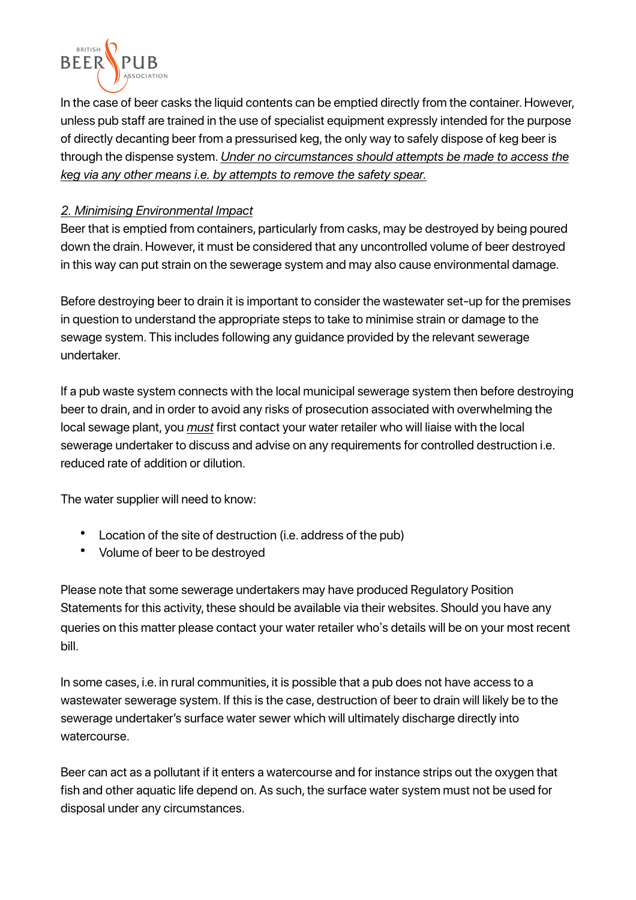In the case of beer casks the liquid contents can be emptied directly from the container. However, unless pub staff are trained in the use of specialist equipment expressly intended for the purpose of directly decanting beer from a pressurised keg, the only way to safely dispose of keg beer is through the dispense system. *Under no circumstances should attempts be made to access the keg via any other means i.e. by attempts to remove the safety spear.*

*2. Minimising Environmental Impact*

Beer that is emptied from containers, particularly from casks, may be destroyed by being poured down the drain. However, it must be considered that any uncontrolled volume of beer destroyed in this way can put strain on the sewerage system and may also cause environmental damage.

Before destroying beer to drain it is important to consider the wastewater set-up for the premises in question to understand the appropriate steps to take to minimise strain or damage to the sewage system. This includes following any guidance provided by the relevant sewerage undertaker.

If a pub waste system connects with the local municipal sewerage system then before destroying beer to drain, and in order to avoid any risks of prosecution associated with overwhelming the local sewage plant, you *must* first contact your water retailer who will liaise with the local sewerage undertaker to discuss and advise on any requirements for controlled destruction i.e. reduced rate of addition or dilution.

The water supplier will need to know:

- Location of the site of destruction (i.e. address of the pub)
- Volume of beer to be destroyed

Please note that some sewerage undertakers may have produced Regulatory Position Statements for this activity, these should be available via their websites. Should you have any queries on this matter please contact your water retailer who's details will be on your most recent bill.

In some cases, i.e. in rural communities, it is possible that a pub does not have access to a wastewater sewerage system. If this is the case, destruction of beer to drain will likely be to the sewerage undertaker's surface water sewer which will ultimately discharge directly into watercourse.

Beer can act as a pollutant if it enters a watercourse and for instance strips out the oxygen that fish and other aquatic life depend on. As such, the surface water system must not be used for disposal under any circumstances.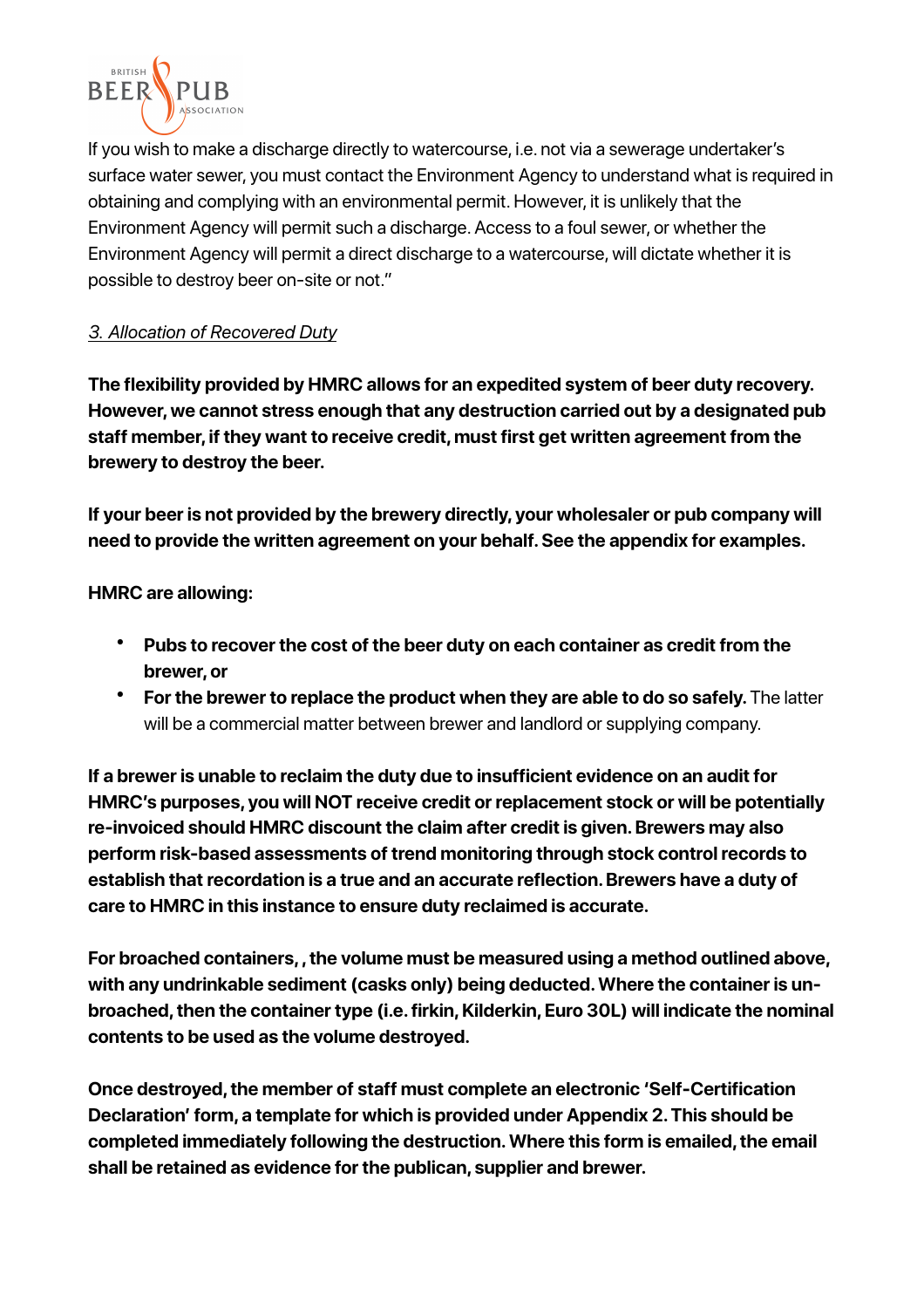If you wish to make a discharge directly to watercourse, i.e. not via a sewerage undertaker's surface water sewer, you must contact the Environment Agency to understand what is required in obtaining and complying with an environmental permit. However, it is unlikely that the Environment Agency will permit such a discharge. Access to a foul sewer, or whether the Environment Agency will permit a direct discharge to a watercourse, will dictate whether it is possible to destroy beer on-site or not."

*3. Allocation of Recovered Duty*

**The flexibility provided by HMRC allows for an expedited system of beer duty recovery. However, we cannot stress enough that any destruction carried out by a designated pub staff member, if they want to receive credit, must first get written agreement from the brewery to destroy the beer.**

**If your beer is not provided by the brewery directly, your wholesaler or pub company will need to provide the written agreement on your behalf. See the appendix for examples.**

**HMRC are allowing:**

- **Pubs to recover the cost of the beer duty on each container as credit from the brewer, or**
- **For the brewer to replace the product when they are able to do so safely.** The latter will be a commercial matter between brewer and landlord or supplying company.

**If a brewer is unable to reclaim the duty due to insufficient evidence on an audit for HMRC's purposes, you will NOT receive credit or replacement stock or will be potentially re-invoiced should HMRC discount the claim after credit is given. Brewers may also perform risk-based assessments of trend monitoring through stock control records to establish that recordation is a true and an accurate reflection. Brewers have a duty of care to HMRC in this instance to ensure duty reclaimed is accurate.**

**For broached containers, , the volume must be measured using a method outlined above, with any undrinkable sediment (casks only) being deducted. Where the container is un-broached, then the container type (i.e. firkin, Kilderkin, Euro 30L) will indicate the nominal contents to be used as the volume destroyed.**

**Once destroyed, the member of staff must complete an electronic 'Self-Certification Declaration' form, a template for which is provided under Appendix 2. This should be completed immediately following the destruction. Where this form is emailed, the email shall be retained as evidence for the publican, supplier and brewer.**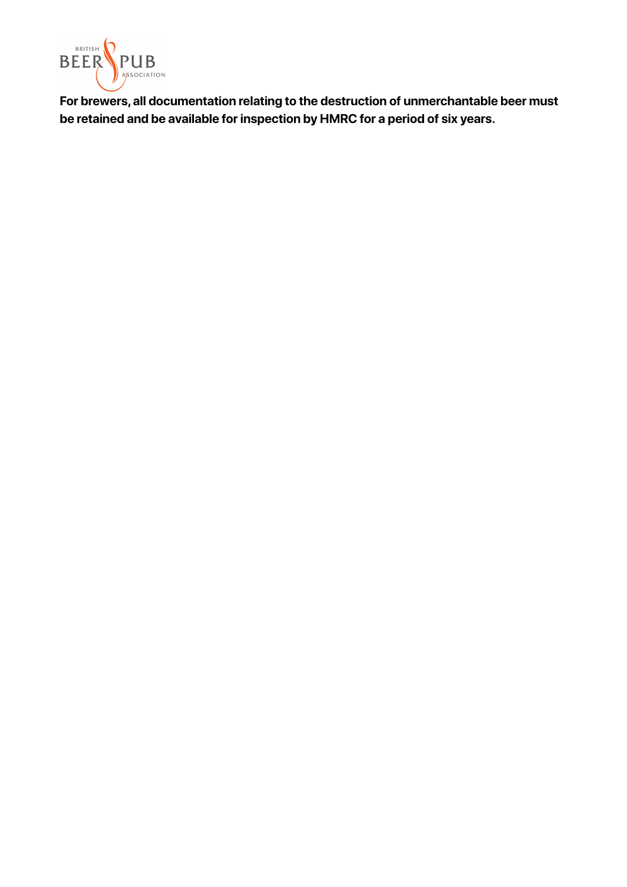**For brewers, all documentation relating to the destruction of unmerchantable beer must be retained and be available for inspection by HMRC for a period of six years.**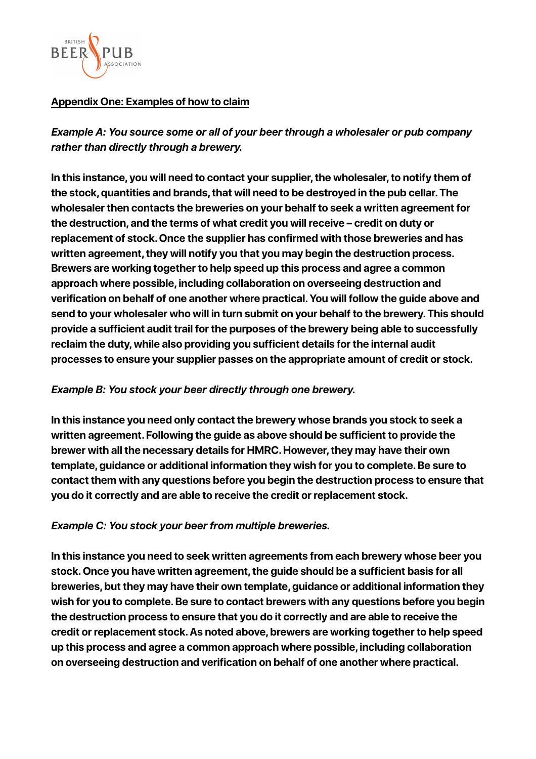## Appendix One: Examples of how to claim

***Example A: You source some or all of your beer through a wholesaler or pub company rather than directly through a brewery.***

**In this instance, you will need to contact your supplier, the wholesaler, to notify them of the stock, quantities and brands, that will need to be destroyed in the pub cellar. The wholesaler then contacts the breweries on your behalf to seek a written agreement for the destruction, and the terms of what credit you will receive – credit on duty or replacement of stock. Once the supplier has confirmed with those breweries and has written agreement, they will notify you that you may begin the destruction process. Brewers are working together to help speed up this process and agree a common approach where possible, including collaboration on overseeing destruction and verification on behalf of one another where practical. You will follow the guide above and send to your wholesaler who will in turn submit on your behalf to the brewery. This should provide a sufficient audit trail for the purposes of the brewery being able to successfully reclaim the duty, while also providing you sufficient details for the internal audit processes to ensure your supplier passes on the appropriate amount of credit or stock.**

***Example B: You stock your beer directly through one brewery.***

**In this instance you need only contact the brewery whose brands you stock to seek a written agreement. Following the guide as above should be sufficient to provide the brewer with all the necessary details for HMRC. However, they may have their own template, guidance or additional information they wish for you to complete. Be sure to contact them with any questions before you begin the destruction process to ensure that you do it correctly and are able to receive the credit or replacement stock.**

***Example C: You stock your beer from multiple breweries.***

**In this instance you need to seek written agreements from each brewery whose beer you stock. Once you have written agreement, the guide should be a sufficient basis for all breweries, but they may have their own template, guidance or additional information they wish for you to complete. Be sure to contact brewers with any questions before you begin the destruction process to ensure that you do it correctly and are able to receive the credit or replacement stock. As noted above, brewers are working together to help speed up this process and agree a common approach where possible, including collaboration on overseeing destruction and verification on behalf of one another where practical.**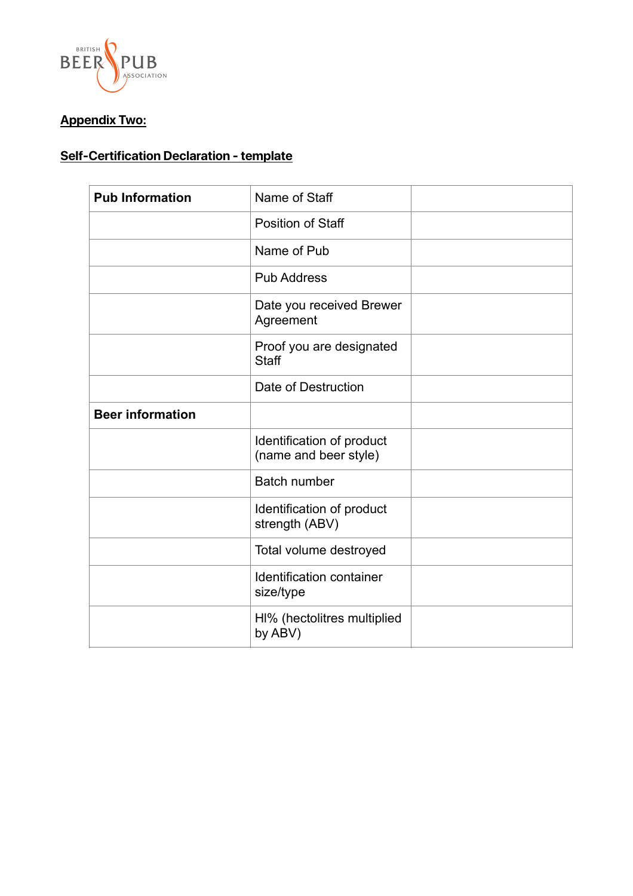**Appendix Two:**

**Self-Certification Declaration - template**

| | | |
|---|---|---|
| **Pub Information** | Name of Staff | |
| | Position of Staff | |
| | Name of Pub | |
| | Pub Address | |
| | Date you received Brewer Agreement | |
| | Proof you are designated Staff | |
| | Date of Destruction | |
| **Beer information** | | |
| | Identification of product (name and beer style) | |
| | Batch number | |
| | Identification of product strength (ABV) | |
| | Total volume destroyed | |
| | Identification container size/type | |
| | Hl% (hectolitres multiplied by ABV) | |